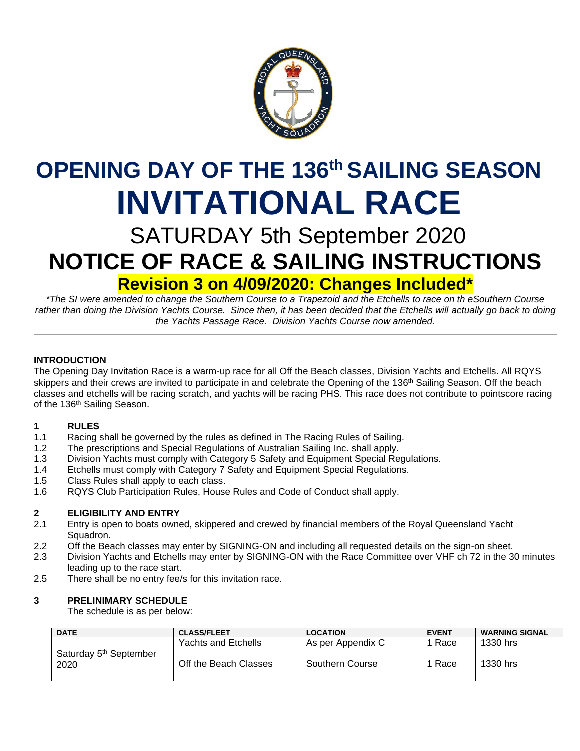# OPENING DAY OF THE 136th SAILING SEASON

# INVITATIONAL RACE

## SATURDAY 5th September 2020

# NOTICE OF RACE & SAILING INSTRUCTIONS

**Revision 3 on 4/09/2020: Changes Included***

*\*The SI were amended to change the Southern Course to a Trapezoid and the Etchells to race on th eSouthern Course rather than doing the Division Yachts Course. Since then, it has been decided that the Etchells will actually go back to doing the Yachts Passage Race. Division Yachts Course now amended.*

---

**INTRODUCTION**

The Opening Day Invitation Race is a warm-up race for all Off the Beach classes, Division Yachts and Etchells. All RQYS skippers and their crews are invited to participate in and celebrate the Opening of the 136th Sailing Season. Off the beach classes and etchells will be racing scratch, and yachts will be racing PHS. This race does not contribute to pointscore racing of the 136th Sailing Season.

**1 RULES**

1.1 Racing shall be governed by the rules as defined in The Racing Rules of Sailing.

1.2 The prescriptions and Special Regulations of Australian Sailing Inc. shall apply.

1.3 Division Yachts must comply with Category 5 Safety and Equipment Special Regulations.

1.4 Etchells must comply with Category 7 Safety and Equipment Special Regulations.

1.5 Class Rules shall apply to each class.

1.6 RQYS Club Participation Rules, House Rules and Code of Conduct shall apply.

**2 ELIGIBILITY AND ENTRY**

2.1 Entry is open to boats owned, skippered and crewed by financial members of the Royal Queensland Yacht Squadron.

2.2 Off the Beach classes may enter by SIGNING-ON and including all requested details on the sign-on sheet.

2.3 Division Yachts and Etchells may enter by SIGNING-ON with the Race Committee over VHF ch 72 in the 30 minutes leading up to the race start.

2.5 There shall be no entry fee/s for this invitation race.

**3 PRELINIMARY SCHEDULE**

The schedule is as per below:

| DATE | CLASS/FLEET | LOCATION | EVENT | WARNING SIGNAL |
|---|---|---|---|---|
| Saturday 5th September 2020 | Yachts and Etchells | As per Appendix C | 1 Race | 1330 hrs |
| | Off the Beach Classes | Southern Course | 1 Race | 1330 hrs |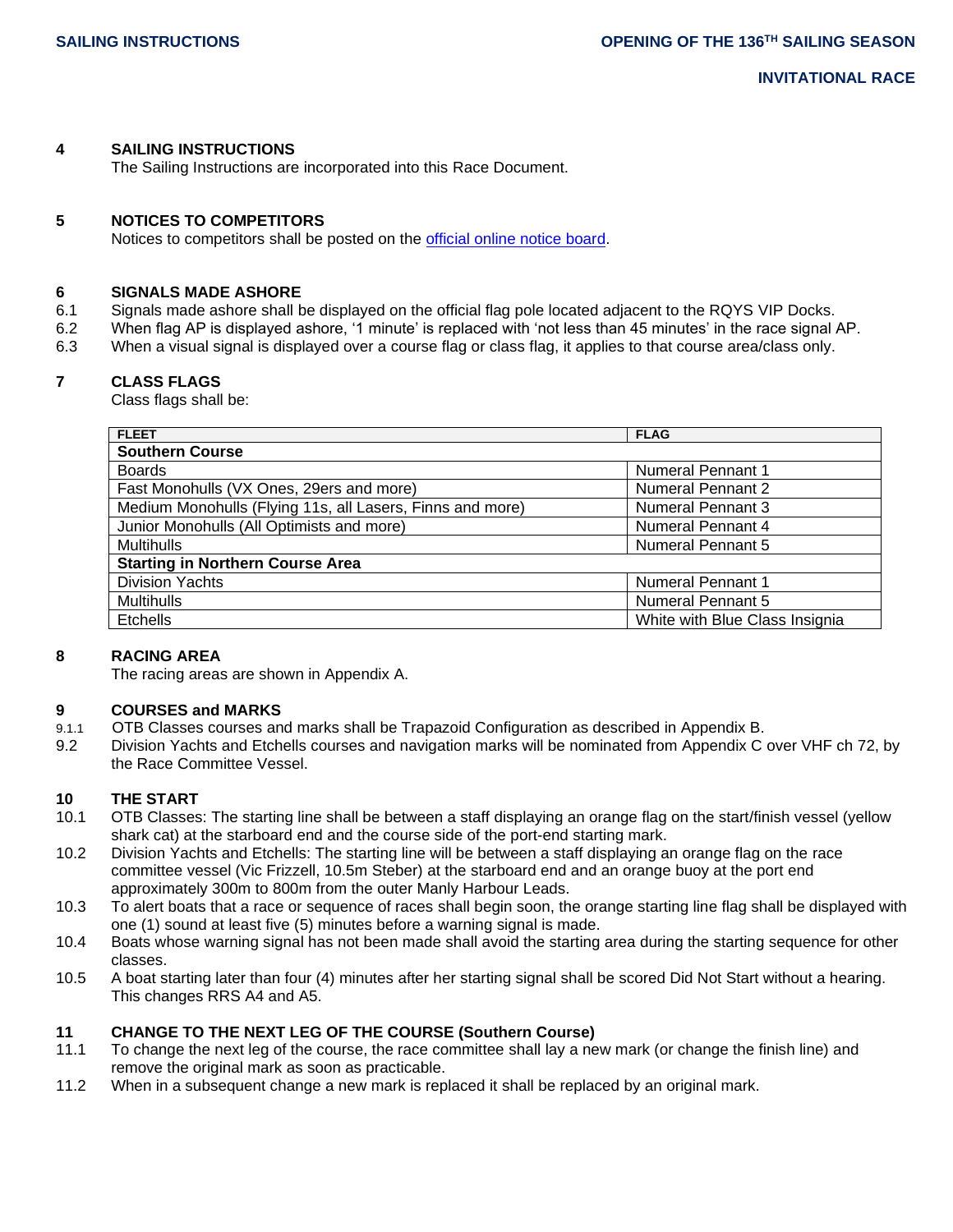## 4 SAILING INSTRUCTIONS

The Sailing Instructions are incorporated into this Race Document.

## 5 NOTICES TO COMPETITORS

Notices to competitors shall be posted on the official online notice board.

## 6 SIGNALS MADE ASHORE

6.1 Signals made ashore shall be displayed on the official flag pole located adjacent to the RQYS VIP Docks.

6.2 When flag AP is displayed ashore, '1 minute' is replaced with 'not less than 45 minutes' in the race signal AP.

6.3 When a visual signal is displayed over a course flag or class flag, it applies to that course area/class only.

## 7 CLASS FLAGS

Class flags shall be:

| FLEET | FLAG |
|---|---|
| **Southern Course** | |
| Boards | Numeral Pennant 1 |
| Fast Monohulls (VX Ones, 29ers and more) | Numeral Pennant 2 |
| Medium Monohulls (Flying 11s, all Lasers, Finns and more) | Numeral Pennant 3 |
| Junior Monohulls (All Optimists and more) | Numeral Pennant 4 |
| Multihulls | Numeral Pennant 5 |
| **Starting in Northern Course Area** | |
| Division Yachts | Numeral Pennant 1 |
| Multihulls | Numeral Pennant 5 |
| Etchells | White with Blue Class Insignia |

## 8 RACING AREA

The racing areas are shown in Appendix A.

## 9 COURSES and MARKS

9.1.1 OTB Classes courses and marks shall be Trapazoid Configuration as described in Appendix B.

9.2 Division Yachts and Etchells courses and navigation marks will be nominated from Appendix C over VHF ch 72, by the Race Committee Vessel.

## 10 THE START

10.1 OTB Classes: The starting line shall be between a staff displaying an orange flag on the start/finish vessel (yellow shark cat) at the starboard end and the course side of the port-end starting mark.

10.2 Division Yachts and Etchells: The starting line will be between a staff displaying an orange flag on the race committee vessel (Vic Frizzell, 10.5m Steber) at the starboard end and an orange buoy at the port end approximately 300m to 800m from the outer Manly Harbour Leads.

10.3 To alert boats that a race or sequence of races shall begin soon, the orange starting line flag shall be displayed with one (1) sound at least five (5) minutes before a warning signal is made.

10.4 Boats whose warning signal has not been made shall avoid the starting area during the starting sequence for other classes.

10.5 A boat starting later than four (4) minutes after her starting signal shall be scored Did Not Start without a hearing. This changes RRS A4 and A5.

## 11 CHANGE TO THE NEXT LEG OF THE COURSE (Southern Course)

11.1 To change the next leg of the course, the race committee shall lay a new mark (or change the finish line) and remove the original mark as soon as practicable.

11.2 When in a subsequent change a new mark is replaced it shall be replaced by an original mark.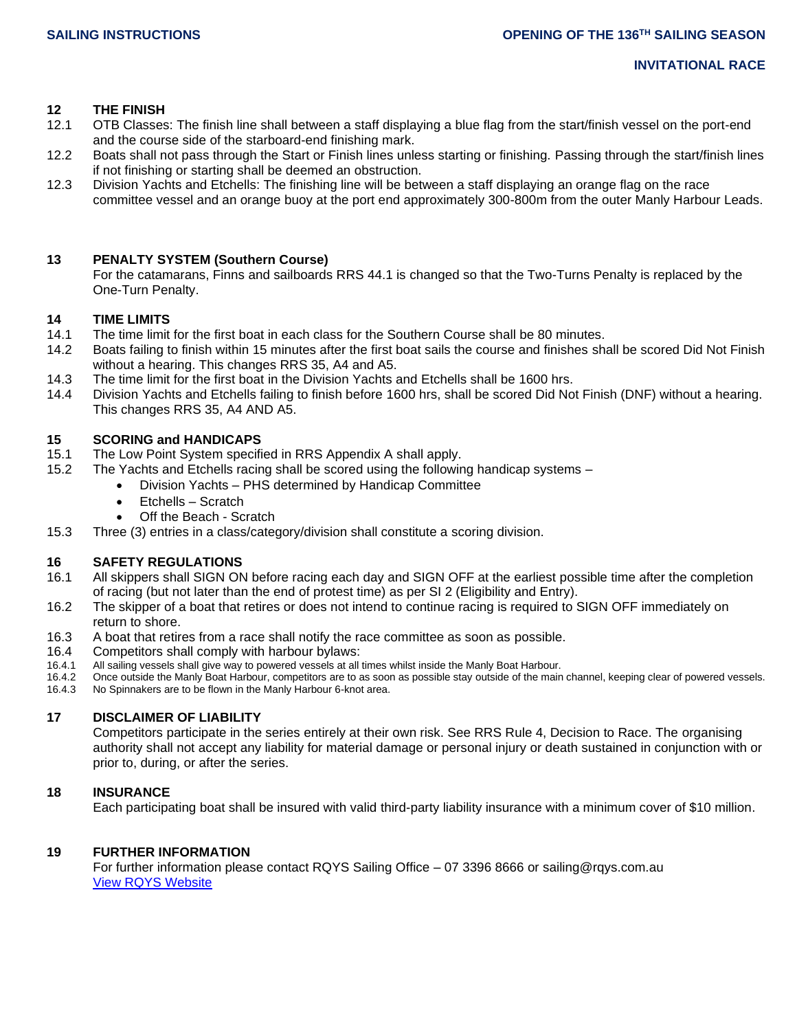## 12 THE FINISH

12.1 OTB Classes: The finish line shall between a staff displaying a blue flag from the start/finish vessel on the port-end and the course side of the starboard-end finishing mark.

12.2 Boats shall not pass through the Start or Finish lines unless starting or finishing. Passing through the start/finish lines if not finishing or starting shall be deemed an obstruction.

12.3 Division Yachts and Etchells: The finishing line will be between a staff displaying an orange flag on the race committee vessel and an orange buoy at the port end approximately 300-800m from the outer Manly Harbour Leads.

## 13 PENALTY SYSTEM (Southern Course)

For the catamarans, Finns and sailboards RRS 44.1 is changed so that the Two-Turns Penalty is replaced by the One-Turn Penalty.

## 14 TIME LIMITS

14.1 The time limit for the first boat in each class for the Southern Course shall be 80 minutes.

14.2 Boats failing to finish within 15 minutes after the first boat sails the course and finishes shall be scored Did Not Finish without a hearing. This changes RRS 35, A4 and A5.

14.3 The time limit for the first boat in the Division Yachts and Etchells shall be 1600 hrs.

14.4 Division Yachts and Etchells failing to finish before 1600 hrs, shall be scored Did Not Finish (DNF) without a hearing. This changes RRS 35, A4 AND A5.

## 15 SCORING and HANDICAPS

15.1 The Low Point System specified in RRS Appendix A shall apply.

15.2 The Yachts and Etchells racing shall be scored using the following handicap systems –

- Division Yachts – PHS determined by Handicap Committee
- Etchells – Scratch
- Off the Beach - Scratch

15.3 Three (3) entries in a class/category/division shall constitute a scoring division.

## 16 SAFETY REGULATIONS

16.1 All skippers shall SIGN ON before racing each day and SIGN OFF at the earliest possible time after the completion of racing (but not later than the end of protest time) as per SI 2 (Eligibility and Entry).

16.2 The skipper of a boat that retires or does not intend to continue racing is required to SIGN OFF immediately on return to shore.

16.3 A boat that retires from a race shall notify the race committee as soon as possible.

16.4 Competitors shall comply with harbour bylaws:

16.4.1 All sailing vessels shall give way to powered vessels at all times whilst inside the Manly Boat Harbour.

16.4.2 Once outside the Manly Boat Harbour, competitors are to as soon as possible stay outside of the main channel, keeping clear of powered vessels.

16.4.3 No Spinnakers are to be flown in the Manly Harbour 6-knot area.

## 17 DISCLAIMER OF LIABILITY

Competitors participate in the series entirely at their own risk. See RRS Rule 4, Decision to Race. The organising authority shall not accept any liability for material damage or personal injury or death sustained in conjunction with or prior to, during, or after the series.

## 18 INSURANCE

Each participating boat shall be insured with valid third-party liability insurance with a minimum cover of $10 million.

## 19 FURTHER INFORMATION

For further information please contact RQYS Sailing Office – 07 3396 8666 or sailing@rqys.com.au

View RQYS Website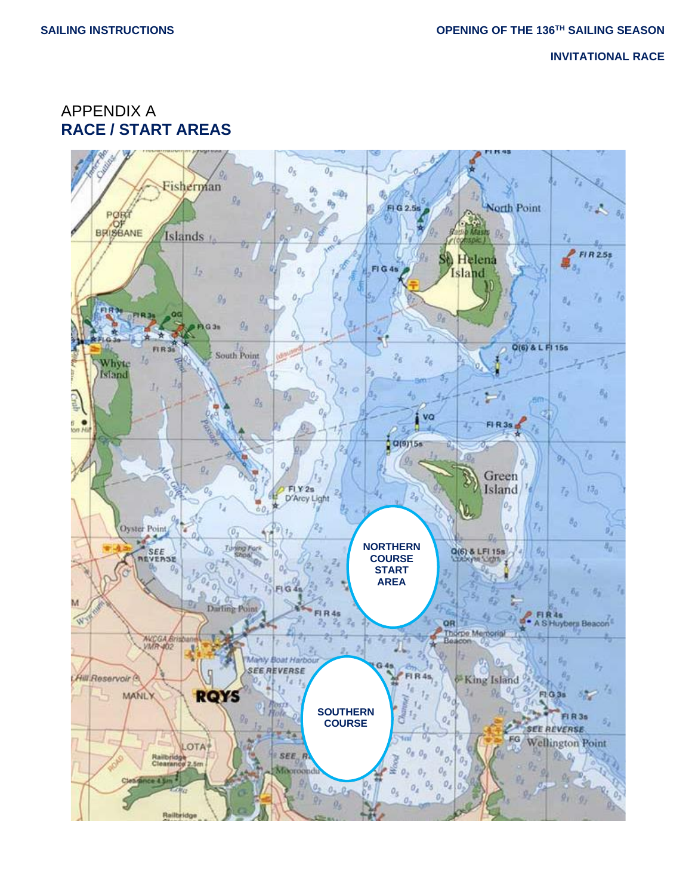# APPENDIX A

## RACE / START AREAS

NORTHERN COURSE START AREA

SOUTHERN COURSE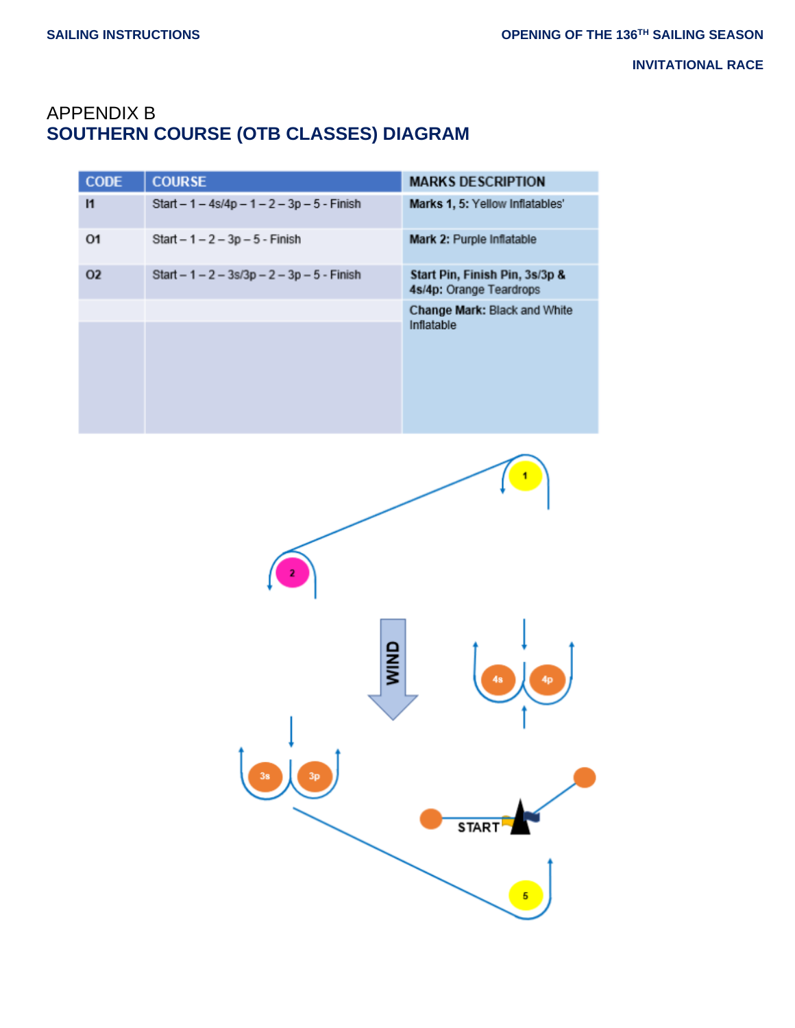# APPENDIX B

## SOUTHERN COURSE (OTB CLASSES) DIAGRAM

| CODE | COURSE | MARKS DESCRIPTION |
|---|---|---|
| I1 | Start – 1 – 4s/4p – 1 – 2 – 3p – 5 - Finish | **Marks 1, 5:** Yellow Inflatables' |
| O1 | Start – 1 – 2 – 3p – 5 - Finish | **Mark 2:** Purple Inflatable |
| O2 | Start – 1 – 2 – 3s/3p – 2 – 3p – 5 - Finish | **Start Pin, Finish Pin, 3s/3p & 4s/4p:** Orange Teardrops |
| | | **Change Mark:** Black and White Inflatable |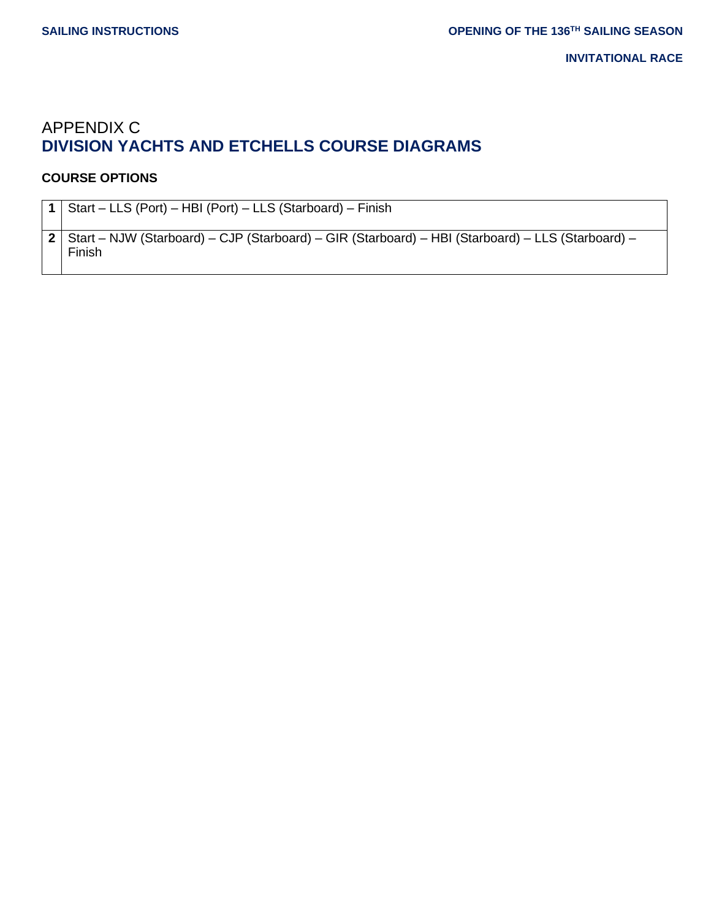# APPENDIX C
## DIVISION YACHTS AND ETCHELLS COURSE DIAGRAMS

### COURSE OPTIONS

| | |
|---|---|
| **1** | Start – LLS (Port) – HBI (Port) – LLS (Starboard) – Finish |
| **2** | Start – NJW (Starboard) – CJP (Starboard) – GIR (Starboard) – HBI (Starboard) – LLS (Starboard) – Finish |